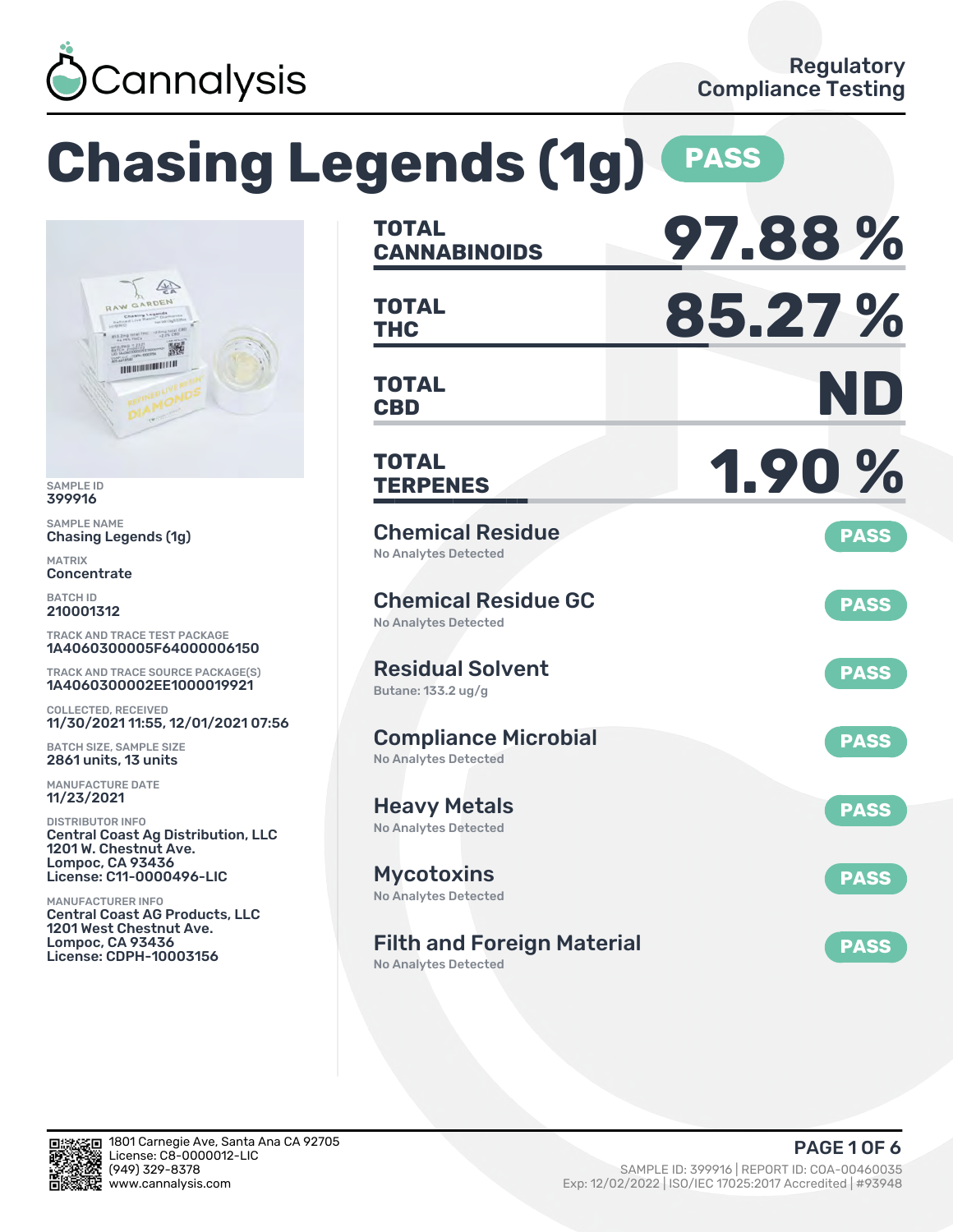Cannalysis

Regulatory Compliance Testing

# Chasing Legends (1g) PASS

SAMPLE ID
399916

SAMPLE NAME
Chasing Legends (1g)

MATRIX
Concentrate

BATCH ID
210001312

TRACK AND TRACE TEST PACKAGE
1A4060300005F64000006150

TRACK AND TRACE SOURCE PACKAGE(S)
1A4060300002EE1000019921

COLLECTED, RECEIVED
11/30/2021 11:55, 12/01/2021 07:56

BATCH SIZE, SAMPLE SIZE
2861 units, 13 units

MANUFACTURE DATE
11/23/2021

DISTRIBUTOR INFO
Central Coast Ag Distribution, LLC
1201 W. Chestnut Ave.
Lompoc, CA 93436
License: C11-0000496-LIC

MANUFACTURER INFO
Central Coast AG Products, LLC
1201 West Chestnut Ave.
Lompoc, CA 93436
License: CDPH-10003156

| | |
|---|---|
| **TOTAL CANNABINOIDS** | **97.88 %** |
| **TOTAL THC** | **85.27 %** |
| **TOTAL CBD** | **ND** |
| **TOTAL TERPENES** | **1.90 %** |

| Test | Result | Status |
|---|---|---|
| Chemical Residue | No Analytes Detected | PASS |
| Chemical Residue GC | No Analytes Detected | PASS |
| Residual Solvent | Butane: 133.2 ug/g | PASS |
| Compliance Microbial | No Analytes Detected | PASS |
| Heavy Metals | No Analytes Detected | PASS |
| Mycotoxins | No Analytes Detected | PASS |
| Filth and Foreign Material | No Analytes Detected | PASS |

1801 Carnegie Ave, Santa Ana CA 92705
License: C8-0000012-LIC
(949) 329-8378
www.cannalysis.com

SAMPLE ID: 399916 | REPORT ID: COA-00460035
Exp: 12/02/2022 | ISO/IEC 17025:2017 Accredited | #93948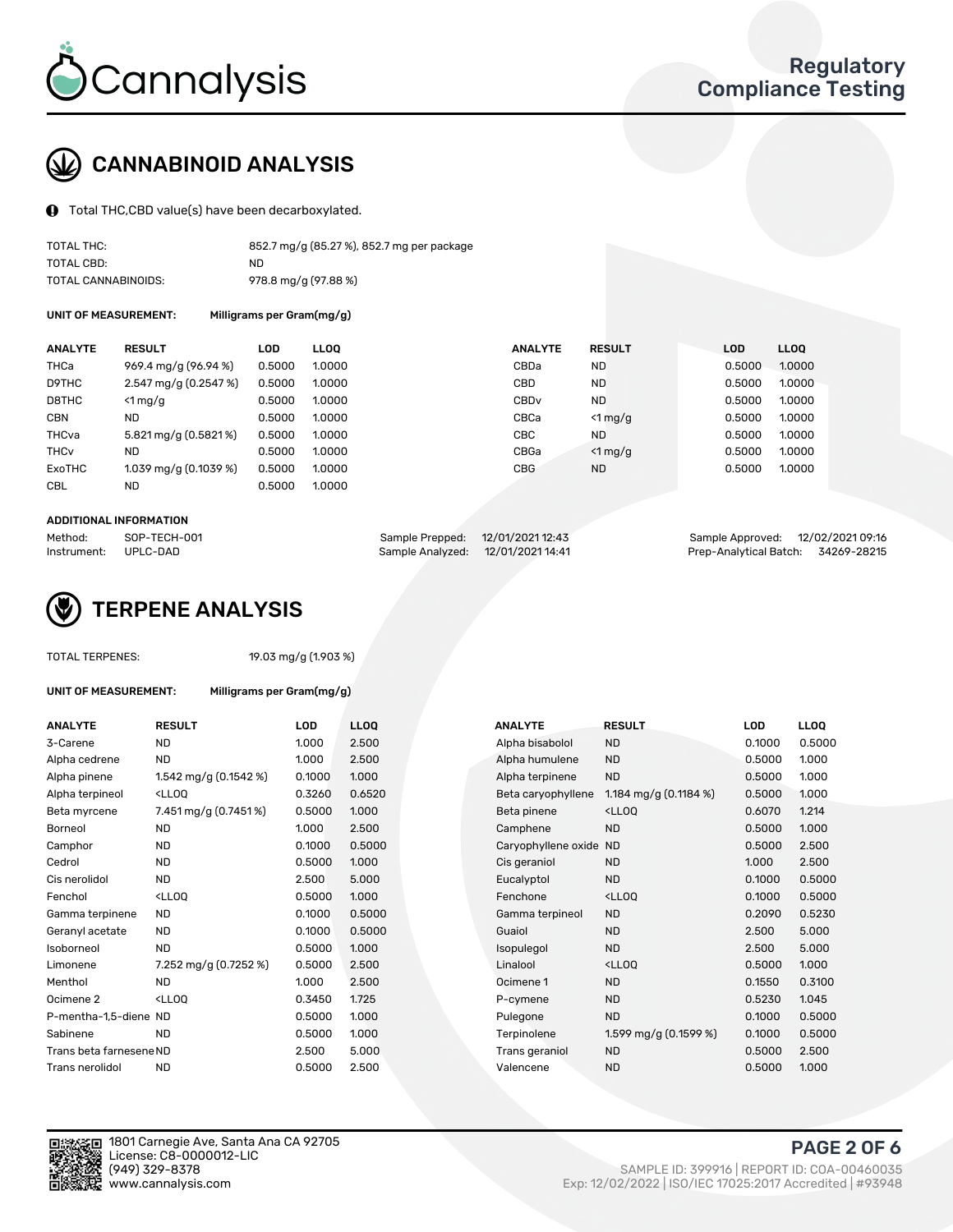# Cannalysis

## Regulatory Compliance Testing

## CANNABINOID ANALYSIS

Total THC,CBD value(s) have been decarboxylated.

| | |
|---|---|
| TOTAL THC: | 852.7 mg/g (85.27 %), 852.7 mg per package |
| TOTAL CBD: | ND |
| TOTAL CANNABINOIDS: | 978.8 mg/g (97.88 %) |

**UNIT OF MEASUREMENT:** Milligrams per Gram(mg/g)

| ANALYTE | RESULT | LOD | LLOQ | ANALYTE | RESULT | LOD | LLOQ |
|---|---|---|---|---|---|---|---|
| THCa | 969.4 mg/g (96.94 %) | 0.5000 | 1.0000 | CBDa | ND | 0.5000 | 1.0000 |
| D9THC | 2.547 mg/g (0.2547 %) | 0.5000 | 1.0000 | CBD | ND | 0.5000 | 1.0000 |
| D8THC | <1 mg/g | 0.5000 | 1.0000 | CBDv | ND | 0.5000 | 1.0000 |
| CBN | ND | 0.5000 | 1.0000 | CBCa | <1 mg/g | 0.5000 | 1.0000 |
| THCva | 5.821 mg/g (0.5821 %) | 0.5000 | 1.0000 | CBC | ND | 0.5000 | 1.0000 |
| THCv | ND | 0.5000 | 1.0000 | CBGa | <1 mg/g | 0.5000 | 1.0000 |
| ExoTHC | 1.039 mg/g (0.1039 %) | 0.5000 | 1.0000 | CBG | ND | 0.5000 | 1.0000 |
| CBL | ND | 0.5000 | 1.0000 | | | | |

**ADDITIONAL INFORMATION**

| | | | | | |
|---|---|---|---|---|---|
| Method: | SOP-TECH-001 | Sample Prepped: | 12/01/2021 12:43 | Sample Approved: | 12/02/2021 09:16 |
| Instrument: | UPLC-DAD | Sample Analyzed: | 12/01/2021 14:41 | Prep-Analytical Batch: | 34269-28215 |

## TERPENE ANALYSIS

TOTAL TERPENES: 19.03 mg/g (1.903 %)

**UNIT OF MEASUREMENT:** Milligrams per Gram(mg/g)

| ANALYTE | RESULT | LOD | LLOQ | ANALYTE | RESULT | LOD | LLOQ |
|---|---|---|---|---|---|---|---|
| 3-Carene | ND | 1.000 | 2.500 | Alpha bisabolol | ND | 0.1000 | 0.5000 |
| Alpha cedrene | ND | 1.000 | 2.500 | Alpha humulene | ND | 0.5000 | 1.000 |
| Alpha pinene | 1.542 mg/g (0.1542 %) | 0.1000 | 1.000 | Alpha terpinene | ND | 0.5000 | 1.000 |
| Alpha terpineol | <LLOQ | 0.3260 | 0.6520 | Beta caryophyllene | 1.184 mg/g (0.1184 %) | 0.5000 | 1.000 |
| Beta myrcene | 7.451 mg/g (0.7451 %) | 0.5000 | 1.000 | Beta pinene | <LLOQ | 0.6070 | 1.214 |
| Borneol | ND | 1.000 | 2.500 | Camphene | ND | 0.5000 | 1.000 |
| Camphor | ND | 0.1000 | 0.5000 | Caryophyllene oxide | ND | 0.5000 | 2.500 |
| Cedrol | ND | 0.5000 | 1.000 | Cis geraniol | ND | 1.000 | 2.500 |
| Cis nerolidol | ND | 2.500 | 5.000 | Eucalyptol | ND | 0.1000 | 0.5000 |
| Fenchol | <LLOQ | 0.5000 | 1.000 | Fenchone | <LLOQ | 0.1000 | 0.5000 |
| Gamma terpinene | ND | 0.1000 | 0.5000 | Gamma terpineol | ND | 0.2090 | 0.5230 |
| Geranyl acetate | ND | 0.1000 | 0.5000 | Guaiol | ND | 2.500 | 5.000 |
| Isoborneol | ND | 0.5000 | 1.000 | Isopulegol | ND | 2.500 | 5.000 |
| Limonene | 7.252 mg/g (0.7252 %) | 0.5000 | 2.500 | Linalool | <LLOQ | 0.5000 | 1.000 |
| Menthol | ND | 1.000 | 2.500 | Ocimene 1 | ND | 0.1550 | 0.3100 |
| Ocimene 2 | <LLOQ | 0.3450 | 1.725 | P-cymene | ND | 0.5230 | 1.045 |
| P-mentha-1,5-diene | ND | 0.5000 | 1.000 | Pulegone | ND | 0.1000 | 0.5000 |
| Sabinene | ND | 0.5000 | 1.000 | Terpinolene | 1.599 mg/g (0.1599 %) | 0.1000 | 0.5000 |
| Trans beta farnesene | ND | 2.500 | 5.000 | Trans geraniol | ND | 0.5000 | 2.500 |
| Trans nerolidol | ND | 0.5000 | 2.500 | Valencene | ND | 0.5000 | 1.000 |

1801 Carnegie Ave, Santa Ana CA 92705
License: C8-0000012-LIC
(949) 329-8378
www.cannalysis.com

SAMPLE ID: 399916 | REPORT ID: COA-00460035
Exp: 12/02/2022 | ISO/IEC 17025:2017 Accredited | #93948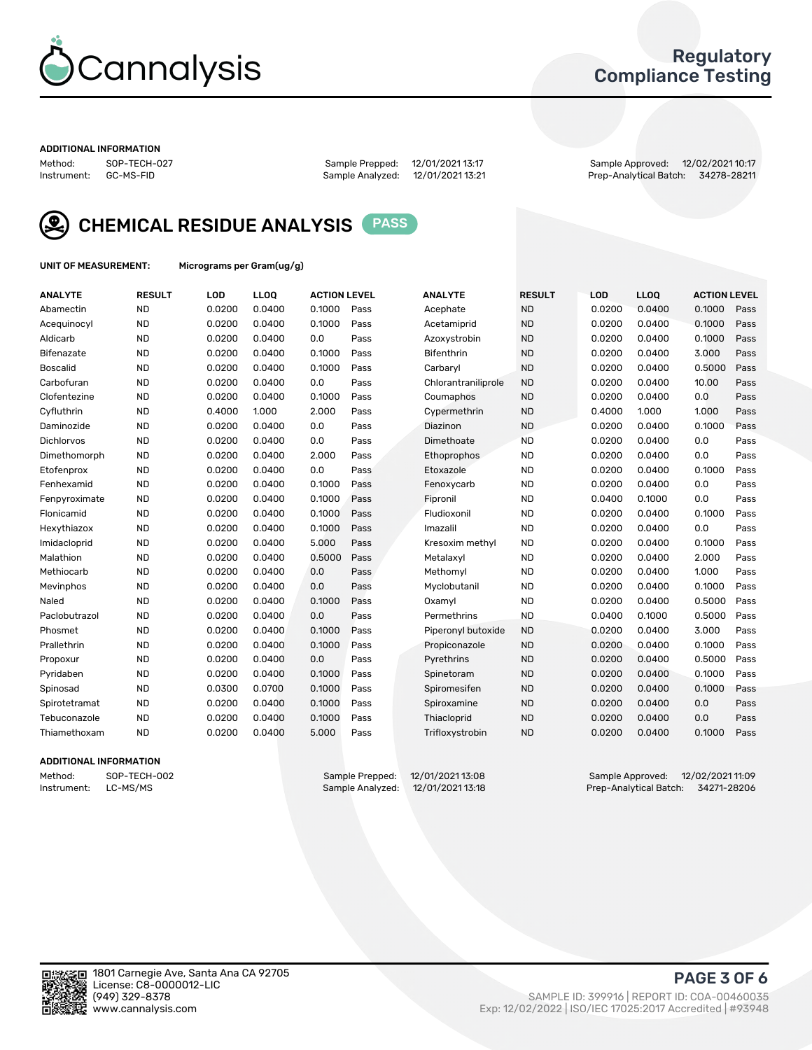Regulatory Compliance Testing

## ADDITIONAL INFORMATION

Method: SOP-TECH-027
Instrument: GC-MS-FID

Sample Prepped: 12/01/2021 13:17
Sample Analyzed: 12/01/2021 13:21

Sample Approved: 12/02/2021 10:17
Prep-Analytical Batch: 34278-28211

# CHEMICAL RESIDUE ANALYSIS **PASS**

**UNIT OF MEASUREMENT:** Micrograms per Gram(ug/g)

| ANALYTE | RESULT | LOD | LLOQ | ACTION LEVEL | | ANALYTE | RESULT | LOD | LLOQ | ACTION LEVEL | |
|---|---|---|---|---|---|---|---|---|---|---|---|
| Abamectin | ND | 0.0200 | 0.0400 | 0.1000 | Pass | Acephate | ND | 0.0200 | 0.0400 | 0.1000 | Pass |
| Acequinocyl | ND | 0.0200 | 0.0400 | 0.1000 | Pass | Acetamiprid | ND | 0.0200 | 0.0400 | 0.1000 | Pass |
| Aldicarb | ND | 0.0200 | 0.0400 | 0.0 | Pass | Azoxystrobin | ND | 0.0200 | 0.0400 | 0.1000 | Pass |
| Bifenazate | ND | 0.0200 | 0.0400 | 0.1000 | Pass | Bifenthrin | ND | 0.0200 | 0.0400 | 3.000 | Pass |
| Boscalid | ND | 0.0200 | 0.0400 | 0.1000 | Pass | Carbaryl | ND | 0.0200 | 0.0400 | 0.5000 | Pass |
| Carbofuran | ND | 0.0200 | 0.0400 | 0.0 | Pass | Chlorantraniliprole | ND | 0.0200 | 0.0400 | 10.00 | Pass |
| Clofentezine | ND | 0.0200 | 0.0400 | 0.1000 | Pass | Coumaphos | ND | 0.0200 | 0.0400 | 0.0 | Pass |
| Cyfluthrin | ND | 0.4000 | 1.000 | 2.000 | Pass | Cypermethrin | ND | 0.4000 | 1.000 | 1.000 | Pass |
| Daminozide | ND | 0.0200 | 0.0400 | 0.0 | Pass | Diazinon | ND | 0.0200 | 0.0400 | 0.1000 | Pass |
| Dichlorvos | ND | 0.0200 | 0.0400 | 0.0 | Pass | Dimethoate | ND | 0.0200 | 0.0400 | 0.0 | Pass |
| Dimethomorph | ND | 0.0200 | 0.0400 | 2.000 | Pass | Ethoprophos | ND | 0.0200 | 0.0400 | 0.0 | Pass |
| Etofenprox | ND | 0.0200 | 0.0400 | 0.0 | Pass | Etoxazole | ND | 0.0200 | 0.0400 | 0.1000 | Pass |
| Fenhexamid | ND | 0.0200 | 0.0400 | 0.1000 | Pass | Fenoxycarb | ND | 0.0200 | 0.0400 | 0.0 | Pass |
| Fenpyroximate | ND | 0.0200 | 0.0400 | 0.1000 | Pass | Fipronil | ND | 0.0400 | 0.1000 | 0.0 | Pass |
| Flonicamid | ND | 0.0200 | 0.0400 | 0.1000 | Pass | Fludioxonil | ND | 0.0200 | 0.0400 | 0.1000 | Pass |
| Hexythiazox | ND | 0.0200 | 0.0400 | 0.1000 | Pass | Imazalil | ND | 0.0200 | 0.0400 | 0.0 | Pass |
| Imidacloprid | ND | 0.0200 | 0.0400 | 5.000 | Pass | Kresoxim methyl | ND | 0.0200 | 0.0400 | 0.1000 | Pass |
| Malathion | ND | 0.0200 | 0.0400 | 0.5000 | Pass | Metalaxyl | ND | 0.0200 | 0.0400 | 2.000 | Pass |
| Methiocarb | ND | 0.0200 | 0.0400 | 0.0 | Pass | Methomyl | ND | 0.0200 | 0.0400 | 1.000 | Pass |
| Mevinphos | ND | 0.0200 | 0.0400 | 0.0 | Pass | Myclobutanil | ND | 0.0200 | 0.0400 | 0.1000 | Pass |
| Naled | ND | 0.0200 | 0.0400 | 0.1000 | Pass | Oxamyl | ND | 0.0200 | 0.0400 | 0.5000 | Pass |
| Paclobutrazol | ND | 0.0200 | 0.0400 | 0.0 | Pass | Permethrins | ND | 0.0400 | 0.1000 | 0.5000 | Pass |
| Phosmet | ND | 0.0200 | 0.0400 | 0.1000 | Pass | Piperonyl butoxide | ND | 0.0200 | 0.0400 | 3.000 | Pass |
| Prallethrin | ND | 0.0200 | 0.0400 | 0.1000 | Pass | Propiconazole | ND | 0.0200 | 0.0400 | 0.1000 | Pass |
| Propoxur | ND | 0.0200 | 0.0400 | 0.0 | Pass | Pyrethrins | ND | 0.0200 | 0.0400 | 0.5000 | Pass |
| Pyridaben | ND | 0.0200 | 0.0400 | 0.1000 | Pass | Spinetoram | ND | 0.0200 | 0.0400 | 0.1000 | Pass |
| Spinosad | ND | 0.0300 | 0.0700 | 0.1000 | Pass | Spiromesifen | ND | 0.0200 | 0.0400 | 0.1000 | Pass |
| Spirotetramat | ND | 0.0200 | 0.0400 | 0.1000 | Pass | Spiroxamine | ND | 0.0200 | 0.0400 | 0.0 | Pass |
| Tebuconazole | ND | 0.0200 | 0.0400 | 0.1000 | Pass | Thiacloprid | ND | 0.0200 | 0.0400 | 0.0 | Pass |
| Thiamethoxam | ND | 0.0200 | 0.0400 | 5.000 | Pass | Trifloxystrobin | ND | 0.0200 | 0.0400 | 0.1000 | Pass |

## ADDITIONAL INFORMATION

Method: SOP-TECH-002
Instrument: LC-MS/MS

Sample Prepped: 12/01/2021 13:08
Sample Analyzed: 12/01/2021 13:18

Sample Approved: 12/02/2021 11:09
Prep-Analytical Batch: 34271-28206

1801 Carnegie Ave, Santa Ana CA 92705
License: C8-0000012-LIC
(949) 329-8378
www.cannalysis.com

SAMPLE ID: 399916 | REPORT ID: COA-00460035
Exp: 12/02/2022 | ISO/IEC 17025:2017 Accredited | #93948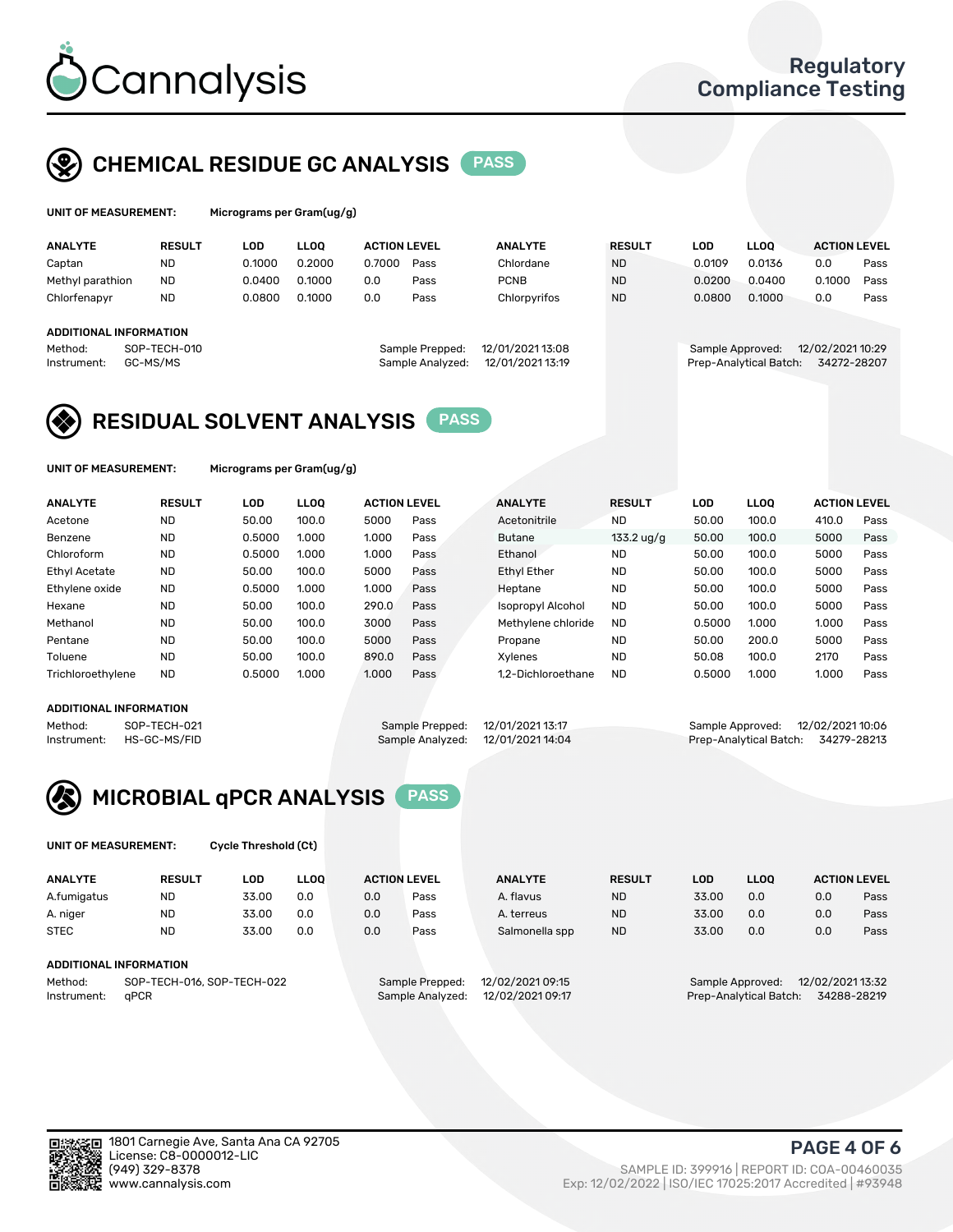# Cannalysis

Regulatory Compliance Testing

## CHEMICAL RESIDUE GC ANALYSIS PASS

**UNIT OF MEASUREMENT:** Micrograms per Gram(ug/g)

| ANALYTE | RESULT | LOD | LLOQ | ACTION LEVEL | | ANALYTE | RESULT | LOD | LLOQ | ACTION LEVEL | |
|---|---|---|---|---|---|---|---|---|---|---|---|
| Captan | ND | 0.1000 | 0.2000 | 0.7000 | Pass | Chlordane | ND | 0.0109 | 0.0136 | 0.0 | Pass |
| Methyl parathion | ND | 0.0400 | 0.1000 | 0.0 | Pass | PCNB | ND | 0.0200 | 0.0400 | 0.1000 | Pass |
| Chlorfenapyr | ND | 0.0800 | 0.1000 | 0.0 | Pass | Chlorpyrifos | ND | 0.0800 | 0.1000 | 0.0 | Pass |

**ADDITIONAL INFORMATION**

Method: SOP-TECH-010
Instrument: GC-MS/MS
Sample Prepped: 12/01/2021 13:08
Sample Analyzed: 12/01/2021 13:19
Sample Approved: 12/02/2021 10:29
Prep-Analytical Batch: 34272-28207

## RESIDUAL SOLVENT ANALYSIS PASS

**UNIT OF MEASUREMENT:** Micrograms per Gram(ug/g)

| ANALYTE | RESULT | LOD | LLOQ | ACTION LEVEL | | ANALYTE | RESULT | LOD | LLOQ | ACTION LEVEL | |
|---|---|---|---|---|---|---|---|---|---|---|---|
| Acetone | ND | 50.00 | 100.0 | 5000 | Pass | Acetonitrile | ND | 50.00 | 100.0 | 410.0 | Pass |
| Benzene | ND | 0.5000 | 1.000 | 1.000 | Pass | Butane | 133.2 ug/g | 50.00 | 100.0 | 5000 | Pass |
| Chloroform | ND | 0.5000 | 1.000 | 1.000 | Pass | Ethanol | ND | 50.00 | 100.0 | 5000 | Pass |
| Ethyl Acetate | ND | 50.00 | 100.0 | 5000 | Pass | Ethyl Ether | ND | 50.00 | 100.0 | 5000 | Pass |
| Ethylene oxide | ND | 0.5000 | 1.000 | 1.000 | Pass | Heptane | ND | 50.00 | 100.0 | 5000 | Pass |
| Hexane | ND | 50.00 | 100.0 | 290.0 | Pass | Isopropyl Alcohol | ND | 50.00 | 100.0 | 5000 | Pass |
| Methanol | ND | 50.00 | 100.0 | 3000 | Pass | Methylene chloride | ND | 0.5000 | 1.000 | 1.000 | Pass |
| Pentane | ND | 50.00 | 100.0 | 5000 | Pass | Propane | ND | 50.00 | 200.0 | 5000 | Pass |
| Toluene | ND | 50.00 | 100.0 | 890.0 | Pass | Xylenes | ND | 50.08 | 100.0 | 2170 | Pass |
| Trichloroethylene | ND | 0.5000 | 1.000 | 1.000 | Pass | 1,2-Dichloroethane | ND | 0.5000 | 1.000 | 1.000 | Pass |

**ADDITIONAL INFORMATION**

Method: SOP-TECH-021
Instrument: HS-GC-MS/FID
Sample Prepped: 12/01/2021 13:17
Sample Analyzed: 12/01/2021 14:04
Sample Approved: 12/02/2021 10:06
Prep-Analytical Batch: 34279-28213

## MICROBIAL qPCR ANALYSIS PASS

**UNIT OF MEASUREMENT:** Cycle Threshold (Ct)

| ANALYTE | RESULT | LOD | LLOQ | ACTION LEVEL | | ANALYTE | RESULT | LOD | LLOQ | ACTION LEVEL | |
|---|---|---|---|---|---|---|---|---|---|---|---|
| A.fumigatus | ND | 33.00 | 0.0 | 0.0 | Pass | A. flavus | ND | 33.00 | 0.0 | 0.0 | Pass |
| A. niger | ND | 33.00 | 0.0 | 0.0 | Pass | A. terreus | ND | 33.00 | 0.0 | 0.0 | Pass |
| STEC | ND | 33.00 | 0.0 | 0.0 | Pass | Salmonella spp | ND | 33.00 | 0.0 | 0.0 | Pass |

**ADDITIONAL INFORMATION**

Method: SOP-TECH-016, SOP-TECH-022
Instrument: qPCR
Sample Prepped: 12/02/2021 09:15
Sample Analyzed: 12/02/2021 09:17
Sample Approved: 12/02/2021 13:32
Prep-Analytical Batch: 34288-28219

1801 Carnegie Ave, Santa Ana CA 92705
License: C8-0000012-LIC
(949) 329-8378
www.cannalysis.com

SAMPLE ID: 399916 | REPORT ID: COA-00460035
Exp: 12/02/2022 | ISO/IEC 17025:2017 Accredited | #93948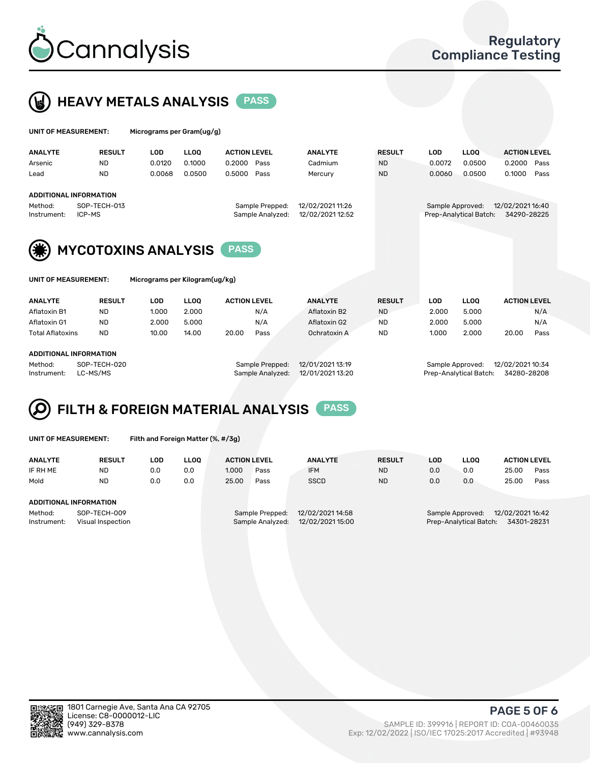# Regulatory Compliance Testing

## HEAVY METALS ANALYSIS PASS

**UNIT OF MEASUREMENT:** Micrograms per Gram(ug/g)

| ANALYTE | RESULT | LOD | LLOQ | ACTION LEVEL | | ANALYTE | RESULT | LOD | LLOQ | ACTION LEVEL | |
|---|---|---|---|---|---|---|---|---|---|---|---|
| Arsenic | ND | 0.0120 | 0.1000 | 0.2000 | Pass | Cadmium | ND | 0.0072 | 0.0500 | 0.2000 | Pass |
| Lead | ND | 0.0068 | 0.0500 | 0.5000 | Pass | Mercury | ND | 0.0060 | 0.0500 | 0.1000 | Pass |

**ADDITIONAL INFORMATION**

Method: SOP-TECH-013
Instrument: ICP-MS

Sample Prepped: 12/02/2021 11:26
Sample Analyzed: 12/02/2021 12:52

Sample Approved: 12/02/2021 16:40
Prep-Analytical Batch: 34290-28225

## MYCOTOXINS ANALYSIS PASS

**UNIT OF MEASUREMENT:** Micrograms per Kilogram(ug/kg)

| ANALYTE | RESULT | LOD | LLOQ | ACTION LEVEL | | ANALYTE | RESULT | LOD | LLOQ | ACTION LEVEL | |
|---|---|---|---|---|---|---|---|---|---|---|---|
| Aflatoxin B1 | ND | 1.000 | 2.000 | | N/A | Aflatoxin B2 | ND | 2.000 | 5.000 | | N/A |
| Aflatoxin G1 | ND | 2.000 | 5.000 | | N/A | Aflatoxin G2 | ND | 2.000 | 5.000 | | N/A |
| Total Aflatoxins | ND | 10.00 | 14.00 | 20.00 | Pass | Ochratoxin A | ND | 1.000 | 2.000 | 20.00 | Pass |

**ADDITIONAL INFORMATION**

Method: SOP-TECH-020
Instrument: LC-MS/MS

Sample Prepped: 12/01/2021 13:19
Sample Analyzed: 12/01/2021 13:20

Sample Approved: 12/02/2021 10:34
Prep-Analytical Batch: 34280-28208

## FILTH & FOREIGN MATERIAL ANALYSIS PASS

**UNIT OF MEASUREMENT:** Filth and Foreign Matter (%, #/3g)

| ANALYTE | RESULT | LOD | LLOQ | ACTION LEVEL | | ANALYTE | RESULT | LOD | LLOQ | ACTION LEVEL | |
|---|---|---|---|---|---|---|---|---|---|---|---|
| IF RH ME | ND | 0.0 | 0.0 | 1.000 | Pass | IFM | ND | 0.0 | 0.0 | 25.00 | Pass |
| Mold | ND | 0.0 | 0.0 | 25.00 | Pass | SSCD | ND | 0.0 | 0.0 | 25.00 | Pass |

**ADDITIONAL INFORMATION**

Method: SOP-TECH-009
Instrument: Visual Inspection

Sample Prepped: 12/02/2021 14:58
Sample Analyzed: 12/02/2021 15:00

Sample Approved: 12/02/2021 16:42
Prep-Analytical Batch: 34301-28231

1801 Carnegie Ave, Santa Ana CA 92705
License: C8-0000012-LIC
(949) 329-8378
www.cannalysis.com

SAMPLE ID: 399916 | REPORT ID: COA-00460035
Exp: 12/02/2022 | ISO/IEC 17025:2017 Accredited | #93948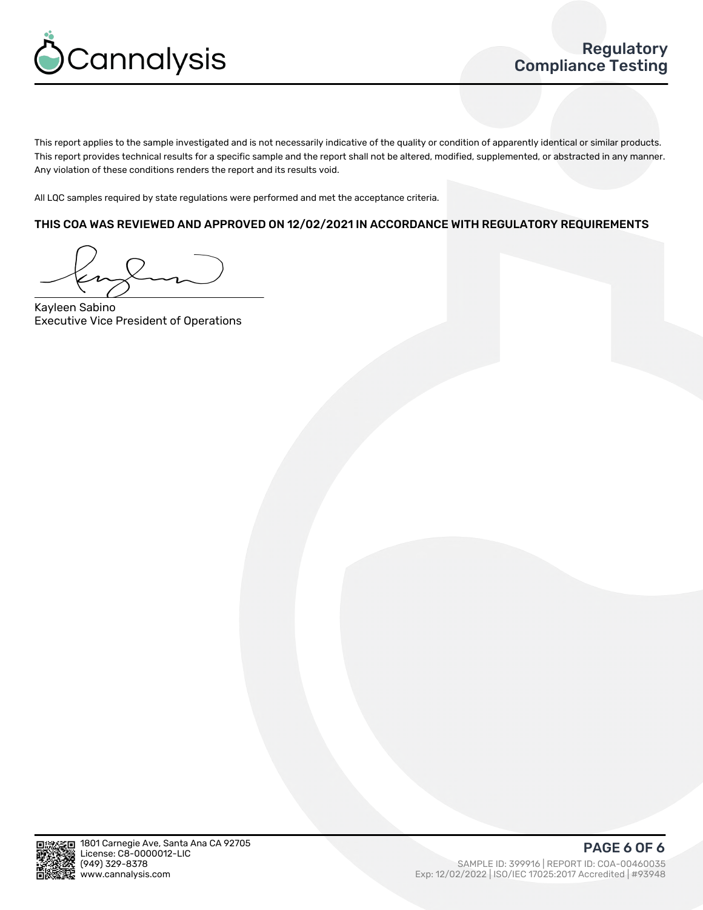This report applies to the sample investigated and is not necessarily indicative of the quality or condition of apparently identical or similar products. This report provides technical results for a specific sample and the report shall not be altered, modified, supplemented, or abstracted in any manner. Any violation of these conditions renders the report and its results void.

All LQC samples required by state regulations were performed and met the acceptance criteria.

**THIS COA WAS REVIEWED AND APPROVED ON 12/02/2021 IN ACCORDANCE WITH REGULATORY REQUIREMENTS**

Kayleen Sabino
Executive Vice President of Operations